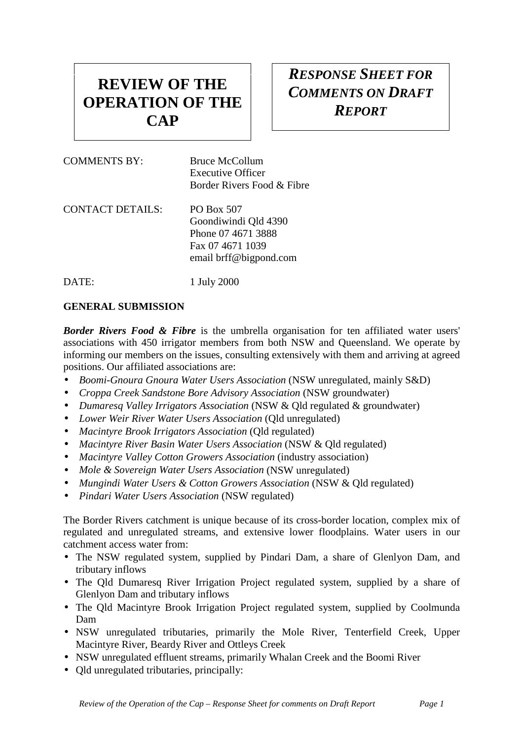# REVIEW OF THE OPERATION OF THE CAP

## *RESPONSE SHEET FOR COMMENTS ON DRAFT REPORT*

COMMENTS BY: Bruce McCollum
Executive Officer
Border Rivers Food & Fibre

CONTACT DETAILS: PO Box 507
Goondiwindi Qld 4390
Phone 07 4671 3888
Fax 07 4671 1039
email brff@bigpond.com

DATE: 1 July 2000

**GENERAL SUBMISSION**

***Border Rivers Food & Fibre*** is the umbrella organisation for ten affiliated water users' associations with 450 irrigator members from both NSW and Queensland. We operate by informing our members on the issues, consulting extensively with them and arriving at agreed positions. Our affiliated associations are:

- *Boomi-Gnoura Gnoura Water Users Association* (NSW unregulated, mainly S&D)
- *Croppa Creek Sandstone Bore Advisory Association* (NSW groundwater)
- *Dumaresq Valley Irrigators Association* (NSW & Qld regulated & groundwater)
- *Lower Weir River Water Users Association* (Qld unregulated)
- *Macintyre Brook Irrigators Association* (Qld regulated)
- *Macintyre River Basin Water Users Association* (NSW & Qld regulated)
- *Macintyre Valley Cotton Growers Association* (industry association)
- *Mole & Sovereign Water Users Association* (NSW unregulated)
- *Mungindi Water Users & Cotton Growers Association* (NSW & Qld regulated)
- *Pindari Water Users Association* (NSW regulated)

The Border Rivers catchment is unique because of its cross-border location, complex mix of regulated and unregulated streams, and extensive lower floodplains. Water users in our catchment access water from:

- The NSW regulated system, supplied by Pindari Dam, a share of Glenlyon Dam, and tributary inflows
- The Qld Dumaresq River Irrigation Project regulated system, supplied by a share of Glenlyon Dam and tributary inflows
- The Qld Macintyre Brook Irrigation Project regulated system, supplied by Coolmunda Dam
- NSW unregulated tributaries, primarily the Mole River, Tenterfield Creek, Upper Macintyre River, Beardy River and Ottleys Creek
- NSW unregulated effluent streams, primarily Whalan Creek and the Boomi River
- Qld unregulated tributaries, principally: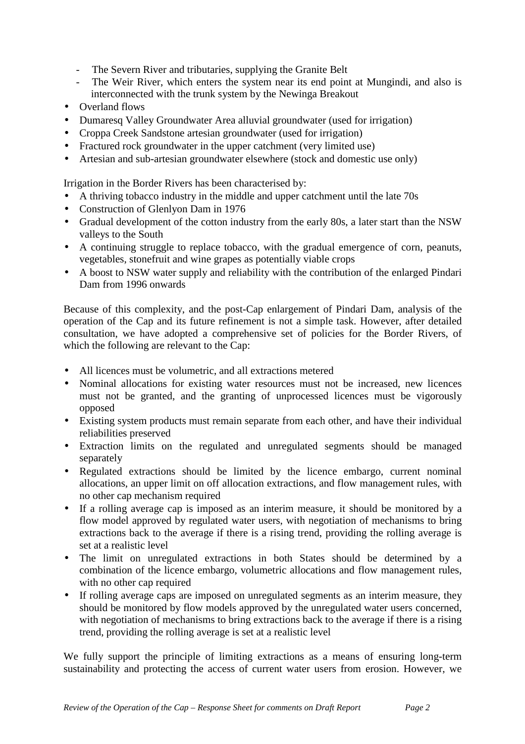- The Severn River and tributaries, supplying the Granite Belt
  - The Weir River, which enters the system near its end point at Mungindi, and also is interconnected with the trunk system by the Newinga Breakout
- Overland flows
- Dumaresq Valley Groundwater Area alluvial groundwater (used for irrigation)
- Croppa Creek Sandstone artesian groundwater (used for irrigation)
- Fractured rock groundwater in the upper catchment (very limited use)
- Artesian and sub-artesian groundwater elsewhere (stock and domestic use only)

Irrigation in the Border Rivers has been characterised by:

- A thriving tobacco industry in the middle and upper catchment until the late 70s
- Construction of Glenlyon Dam in 1976
- Gradual development of the cotton industry from the early 80s, a later start than the NSW valleys to the South
- A continuing struggle to replace tobacco, with the gradual emergence of corn, peanuts, vegetables, stonefruit and wine grapes as potentially viable crops
- A boost to NSW water supply and reliability with the contribution of the enlarged Pindari Dam from 1996 onwards

Because of this complexity, and the post-Cap enlargement of Pindari Dam, analysis of the operation of the Cap and its future refinement is not a simple task. However, after detailed consultation, we have adopted a comprehensive set of policies for the Border Rivers, of which the following are relevant to the Cap:

- All licences must be volumetric, and all extractions metered
- Nominal allocations for existing water resources must not be increased, new licences must not be granted, and the granting of unprocessed licences must be vigorously opposed
- Existing system products must remain separate from each other, and have their individual reliabilities preserved
- Extraction limits on the regulated and unregulated segments should be managed separately
- Regulated extractions should be limited by the licence embargo, current nominal allocations, an upper limit on off allocation extractions, and flow management rules, with no other cap mechanism required
- If a rolling average cap is imposed as an interim measure, it should be monitored by a flow model approved by regulated water users, with negotiation of mechanisms to bring extractions back to the average if there is a rising trend, providing the rolling average is set at a realistic level
- The limit on unregulated extractions in both States should be determined by a combination of the licence embargo, volumetric allocations and flow management rules, with no other cap required
- If rolling average caps are imposed on unregulated segments as an interim measure, they should be monitored by flow models approved by the unregulated water users concerned, with negotiation of mechanisms to bring extractions back to the average if there is a rising trend, providing the rolling average is set at a realistic level

We fully support the principle of limiting extractions as a means of ensuring long-term sustainability and protecting the access of current water users from erosion. However, we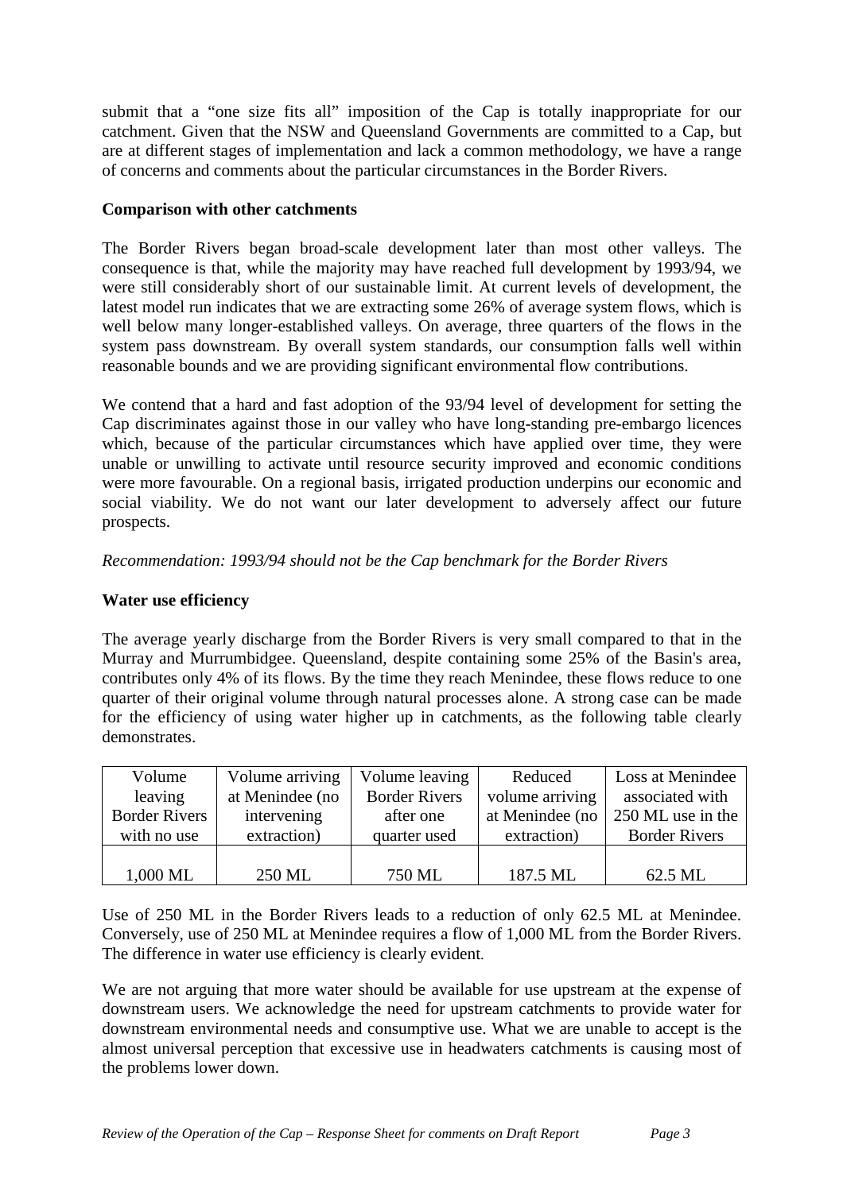submit that a "one size fits all" imposition of the Cap is totally inappropriate for our catchment. Given that the NSW and Queensland Governments are committed to a Cap, but are at different stages of implementation and lack a common methodology, we have a range of concerns and comments about the particular circumstances in the Border Rivers.

**Comparison with other catchments**

The Border Rivers began broad-scale development later than most other valleys. The consequence is that, while the majority may have reached full development by 1993/94, we were still considerably short of our sustainable limit. At current levels of development, the latest model run indicates that we are extracting some 26% of average system flows, which is well below many longer-established valleys. On average, three quarters of the flows in the system pass downstream. By overall system standards, our consumption falls well within reasonable bounds and we are providing significant environmental flow contributions.

We contend that a hard and fast adoption of the 93/94 level of development for setting the Cap discriminates against those in our valley who have long-standing pre-embargo licences which, because of the particular circumstances which have applied over time, they were unable or unwilling to activate until resource security improved and economic conditions were more favourable. On a regional basis, irrigated production underpins our economic and social viability. We do not want our later development to adversely affect our future prospects.

*Recommendation: 1993/94 should not be the Cap benchmark for the Border Rivers*

**Water use efficiency**

The average yearly discharge from the Border Rivers is very small compared to that in the Murray and Murrumbidgee. Queensland, despite containing some 25% of the Basin's area, contributes only 4% of its flows. By the time they reach Menindee, these flows reduce to one quarter of their original volume through natural processes alone. A strong case can be made for the efficiency of using water higher up in catchments, as the following table clearly demonstrates.

| Volume leaving Border Rivers with no use | Volume arriving at Menindee (no intervening extraction) | Volume leaving Border Rivers after one quarter used | Reduced volume arriving at Menindee (no extraction) | Loss at Menindee associated with 250 ML use in the Border Rivers |
|---|---|---|---|---|
| 1,000 ML | 250 ML | 750 ML | 187.5 ML | 62.5 ML |

Use of 250 ML in the Border Rivers leads to a reduction of only 62.5 ML at Menindee. Conversely, use of 250 ML at Menindee requires a flow of 1,000 ML from the Border Rivers. The difference in water use efficiency is clearly evident.

We are not arguing that more water should be available for use upstream at the expense of downstream users. We acknowledge the need for upstream catchments to provide water for downstream environmental needs and consumptive use. What we are unable to accept is the almost universal perception that excessive use in headwaters catchments is causing most of the problems lower down.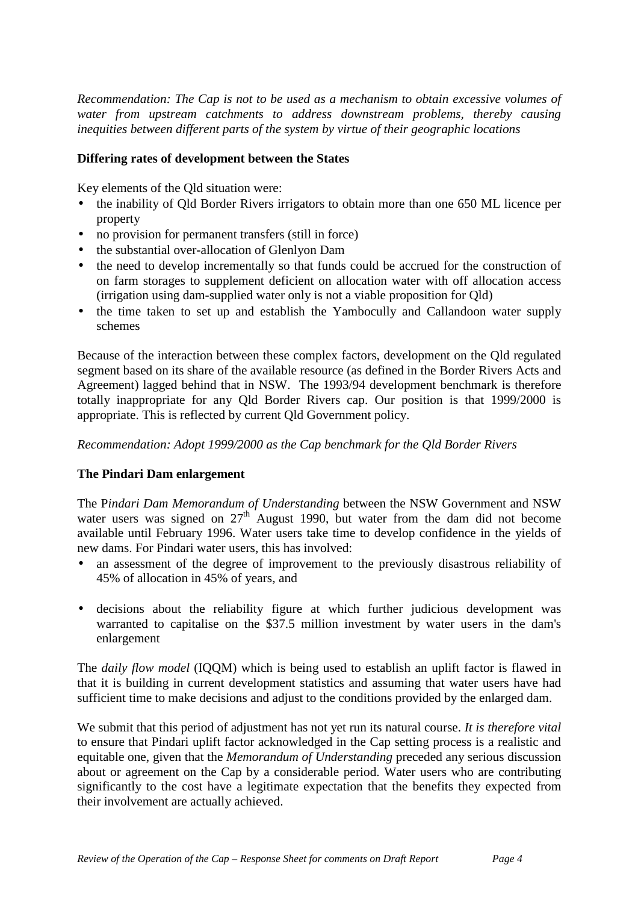*Recommendation: The Cap is not to be used as a mechanism to obtain excessive volumes of water from upstream catchments to address downstream problems, thereby causing inequities between different parts of the system by virtue of their geographic locations*

**Differing rates of development between the States**

Key elements of the Qld situation were:

- the inability of Qld Border Rivers irrigators to obtain more than one 650 ML licence per property
- no provision for permanent transfers (still in force)
- the substantial over-allocation of Glenlyon Dam
- the need to develop incrementally so that funds could be accrued for the construction of on farm storages to supplement deficient on allocation water with off allocation access (irrigation using dam-supplied water only is not a viable proposition for Qld)
- the time taken to set up and establish the Yambocully and Callandoon water supply schemes

Because of the interaction between these complex factors, development on the Qld regulated segment based on its share of the available resource (as defined in the Border Rivers Acts and Agreement) lagged behind that in NSW. The 1993/94 development benchmark is therefore totally inappropriate for any Qld Border Rivers cap. Our position is that 1999/2000 is appropriate. This is reflected by current Qld Government policy.

*Recommendation: Adopt 1999/2000 as the Cap benchmark for the Qld Border Rivers*

**The Pindari Dam enlargement**

The P*indari Dam Memorandum of Understanding* between the NSW Government and NSW water users was signed on 27th August 1990, but water from the dam did not become available until February 1996. Water users take time to develop confidence in the yields of new dams. For Pindari water users, this has involved:

- an assessment of the degree of improvement to the previously disastrous reliability of 45% of allocation in 45% of years, and
- decisions about the reliability figure at which further judicious development was warranted to capitalise on the \$37.5 million investment by water users in the dam's enlargement

The *daily flow model* (IQQM) which is being used to establish an uplift factor is flawed in that it is building in current development statistics and assuming that water users have had sufficient time to make decisions and adjust to the conditions provided by the enlarged dam.

We submit that this period of adjustment has not yet run its natural course. *It is therefore vital* to ensure that Pindari uplift factor acknowledged in the Cap setting process is a realistic and equitable one, given that the *Memorandum of Understanding* preceded any serious discussion about or agreement on the Cap by a considerable period. Water users who are contributing significantly to the cost have a legitimate expectation that the benefits they expected from their involvement are actually achieved.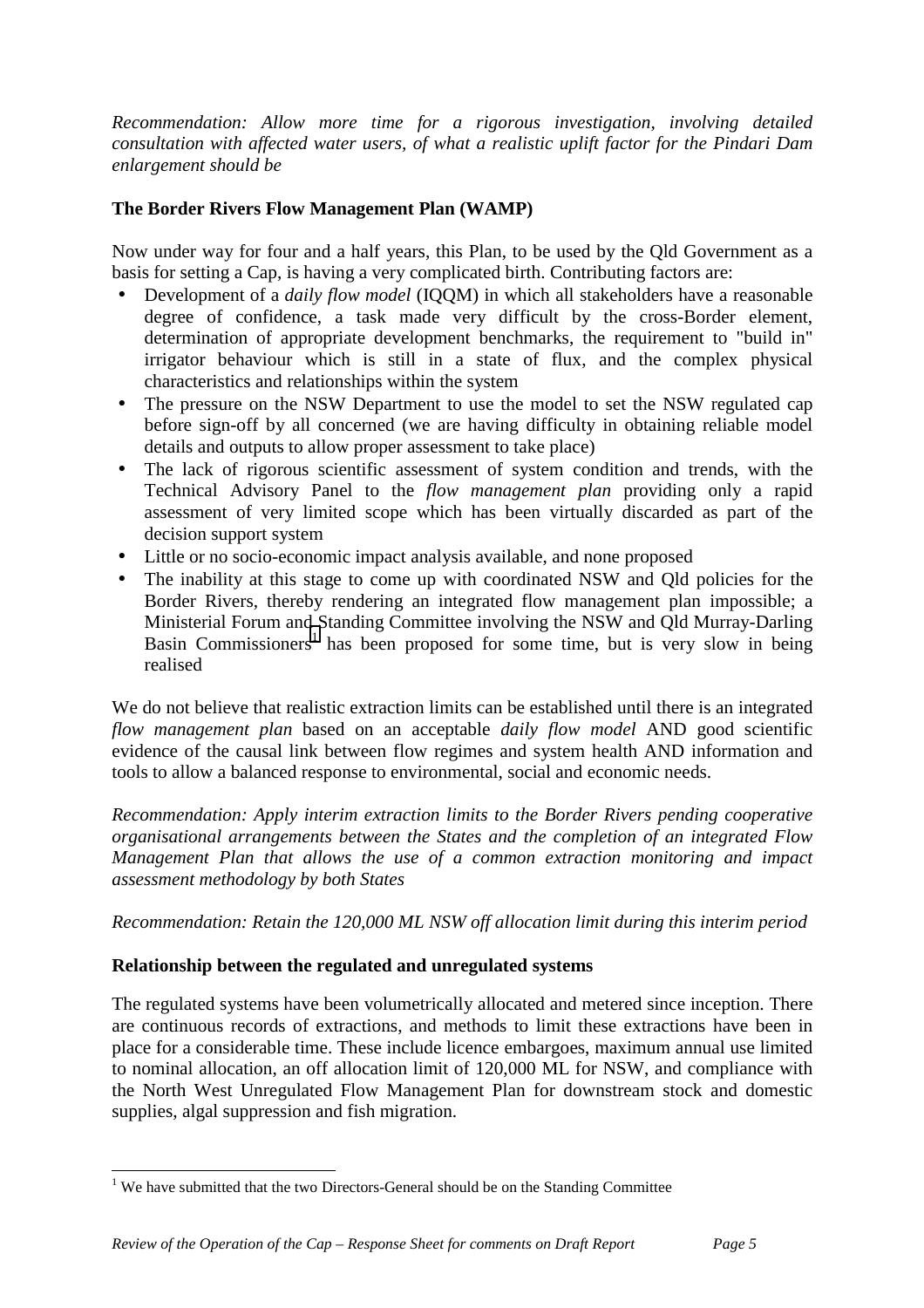*Recommendation: Allow more time for a rigorous investigation, involving detailed consultation with affected water users, of what a realistic uplift factor for the Pindari Dam enlargement should be*

**The Border Rivers Flow Management Plan (WAMP)**

Now under way for four and a half years, this Plan, to be used by the Qld Government as a basis for setting a Cap, is having a very complicated birth. Contributing factors are:

- Development of a *daily flow model* (IQQM) in which all stakeholders have a reasonable degree of confidence, a task made very difficult by the cross-Border element, determination of appropriate development benchmarks, the requirement to "build in" irrigator behaviour which is still in a state of flux, and the complex physical characteristics and relationships within the system
- The pressure on the NSW Department to use the model to set the NSW regulated cap before sign-off by all concerned (we are having difficulty in obtaining reliable model details and outputs to allow proper assessment to take place)
- The lack of rigorous scientific assessment of system condition and trends, with the Technical Advisory Panel to the *flow management plan* providing only a rapid assessment of very limited scope which has been virtually discarded as part of the decision support system
- Little or no socio-economic impact analysis available, and none proposed
- The inability at this stage to come up with coordinated NSW and Qld policies for the Border Rivers, thereby rendering an integrated flow management plan impossible; a Ministerial Forum and Standing Committee involving the NSW and Qld Murray-Darling Basin Commissioners[1] has been proposed for some time, but is very slow in being realised

We do not believe that realistic extraction limits can be established until there is an integrated *flow management plan* based on an acceptable *daily flow model* AND good scientific evidence of the causal link between flow regimes and system health AND information and tools to allow a balanced response to environmental, social and economic needs.

*Recommendation: Apply interim extraction limits to the Border Rivers pending cooperative organisational arrangements between the States and the completion of an integrated Flow Management Plan that allows the use of a common extraction monitoring and impact assessment methodology by both States*

*Recommendation: Retain the 120,000 ML NSW off allocation limit during this interim period*

**Relationship between the regulated and unregulated systems**

The regulated systems have been volumetrically allocated and metered since inception. There are continuous records of extractions, and methods to limit these extractions have been in place for a considerable time. These include licence embargoes, maximum annual use limited to nominal allocation, an off allocation limit of 120,000 ML for NSW, and compliance with the North West Unregulated Flow Management Plan for downstream stock and domestic supplies, algal suppression and fish migration.

[1] We have submitted that the two Directors-General should be on the Standing Committee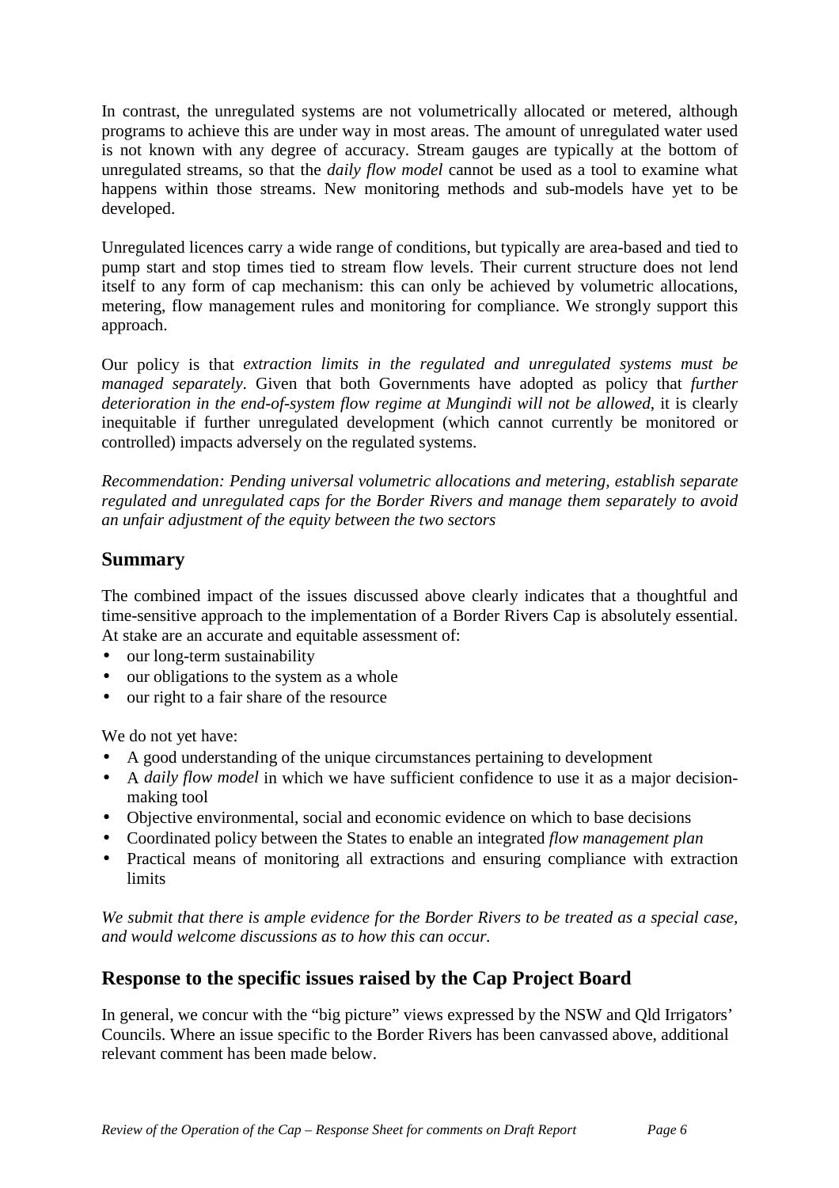In contrast, the unregulated systems are not volumetrically allocated or metered, although programs to achieve this are under way in most areas. The amount of unregulated water used is not known with any degree of accuracy. Stream gauges are typically at the bottom of unregulated streams, so that the *daily flow model* cannot be used as a tool to examine what happens within those streams. New monitoring methods and sub-models have yet to be developed.

Unregulated licences carry a wide range of conditions, but typically are area-based and tied to pump start and stop times tied to stream flow levels. Their current structure does not lend itself to any form of cap mechanism: this can only be achieved by volumetric allocations, metering, flow management rules and monitoring for compliance. We strongly support this approach.

Our policy is that *extraction limits in the regulated and unregulated systems must be managed separately*. Given that both Governments have adopted as policy that *further deterioration in the end-of-system flow regime at Mungindi will not be allowed*, it is clearly inequitable if further unregulated development (which cannot currently be monitored or controlled) impacts adversely on the regulated systems.

*Recommendation: Pending universal volumetric allocations and metering, establish separate regulated and unregulated caps for the Border Rivers and manage them separately to avoid an unfair adjustment of the equity between the two sectors*

## Summary

The combined impact of the issues discussed above clearly indicates that a thoughtful and time-sensitive approach to the implementation of a Border Rivers Cap is absolutely essential. At stake are an accurate and equitable assessment of:

- our long-term sustainability
- our obligations to the system as a whole
- our right to a fair share of the resource

We do not yet have:

- A good understanding of the unique circumstances pertaining to development
- A *daily flow model* in which we have sufficient confidence to use it as a major decision-making tool
- Objective environmental, social and economic evidence on which to base decisions
- Coordinated policy between the States to enable an integrated *flow management plan*
- Practical means of monitoring all extractions and ensuring compliance with extraction limits

*We submit that there is ample evidence for the Border Rivers to be treated as a special case, and would welcome discussions as to how this can occur.*

## Response to the specific issues raised by the Cap Project Board

In general, we concur with the "big picture" views expressed by the NSW and Qld Irrigators' Councils. Where an issue specific to the Border Rivers has been canvassed above, additional relevant comment has been made below.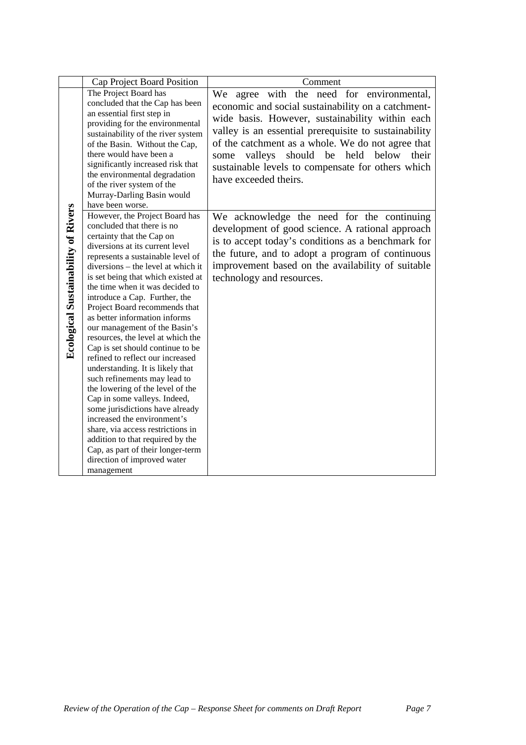| | Cap Project Board Position | Comment |
|---|---|---|
| **Ecological Sustainability of Rivers** | The Project Board has concluded that the Cap has been an essential first step in providing for the environmental sustainability of the river system of the Basin. Without the Cap, there would have been a significantly increased risk that the environmental degradation of the river system of the Murray-Darling Basin would have been worse. | We agree with the need for environmental, economic and social sustainability on a catchment-wide basis. However, sustainability within each valley is an essential prerequisite to sustainability of the catchment as a whole. We do not agree that some valleys should be held below their sustainable levels to compensate for others which have exceeded theirs. |
| | However, the Project Board has concluded that there is no certainty that the Cap on diversions at its current level represents a sustainable level of diversions – the level at which it is set being that which existed at the time when it was decided to introduce a Cap. Further, the Project Board recommends that as better information informs our management of the Basin's resources, the level at which the Cap is set should continue to be refined to reflect our increased understanding. It is likely that such refinements may lead to the lowering of the level of the Cap in some valleys. Indeed, some jurisdictions have already increased the environment's share, via access restrictions in addition to that required by the Cap, as part of their longer-term direction of improved water management | We acknowledge the need for the continuing development of good science. A rational approach is to accept today's conditions as a benchmark for the future, and to adopt a program of continuous improvement based on the availability of suitable technology and resources. |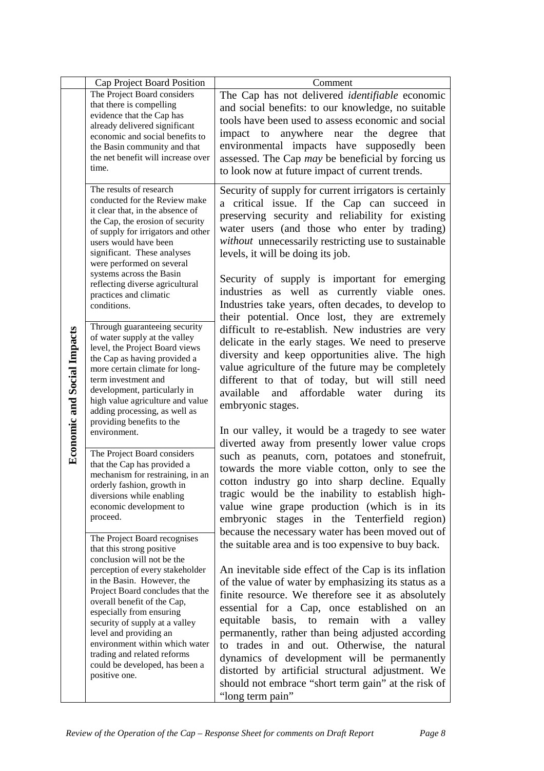| | Cap Project Board Position | Comment |
|---|---|---|
| **Economic and Social Impacts** | The Project Board considers that there is compelling evidence that the Cap has already delivered significant economic and social benefits to the Basin community and that the net benefit will increase over time. | The Cap has not delivered *identifiable* economic and social benefits: to our knowledge, no suitable tools have been used to assess economic and social impact to anywhere near the degree that environmental impacts have supposedly been assessed. The Cap *may* be beneficial by forcing us to look now at future impact of current trends. |
| | The results of research conducted for the Review make it clear that, in the absence of the Cap, the erosion of security of supply for irrigators and other users would have been significant. These analyses were performed on several systems across the Basin reflecting diverse agricultural practices and climatic conditions.<br><br>Through guaranteeing security of water supply at the valley level, the Project Board views the Cap as having provided a more certain climate for long-term investment and development, particularly in high value agriculture and value adding processing, as well as providing benefits to the environment.<br><br>The Project Board considers that the Cap has provided a mechanism for restraining, in an orderly fashion, growth in diversions while enabling economic development to proceed.<br><br>The Project Board recognises that this strong positive conclusion will not be the perception of every stakeholder in the Basin. However, the Project Board concludes that the overall benefit of the Cap, especially from ensuring security of supply at a valley level and providing an environment within which water trading and related reforms could be developed, has been a positive one. | Security of supply for current irrigators is certainly a critical issue. If the Cap can succeed in preserving security and reliability for existing water users (and those who enter by trading) *without* unnecessarily restricting use to sustainable levels, it will be doing its job.<br><br>Security of supply is important for emerging industries as well as currently viable ones. Industries take years, often decades, to develop to their potential. Once lost, they are extremely difficult to re-establish. New industries are very delicate in the early stages. We need to preserve diversity and keep opportunities alive. The high value agriculture of the future may be completely different to that of today, but will still need available and affordable water during its embryonic stages.<br><br>In our valley, it would be a tragedy to see water diverted away from presently lower value crops such as peanuts, corn, potatoes and stonefruit, towards the more viable cotton, only to see the cotton industry go into sharp decline. Equally tragic would be the inability to establish high-value wine grape production (which is in its embryonic stages in the Tenterfield region) because the necessary water has been moved out of the suitable area and is too expensive to buy back.<br><br>An inevitable side effect of the Cap is its inflation of the value of water by emphasizing its status as a finite resource. We therefore see it as absolutely essential for a Cap, once established on an equitable basis, to remain with a valley permanently, rather than being adjusted according to trades in and out. Otherwise, the natural dynamics of development will be permanently distorted by artificial structural adjustment. We should not embrace "short term gain" at the risk of "long term pain" |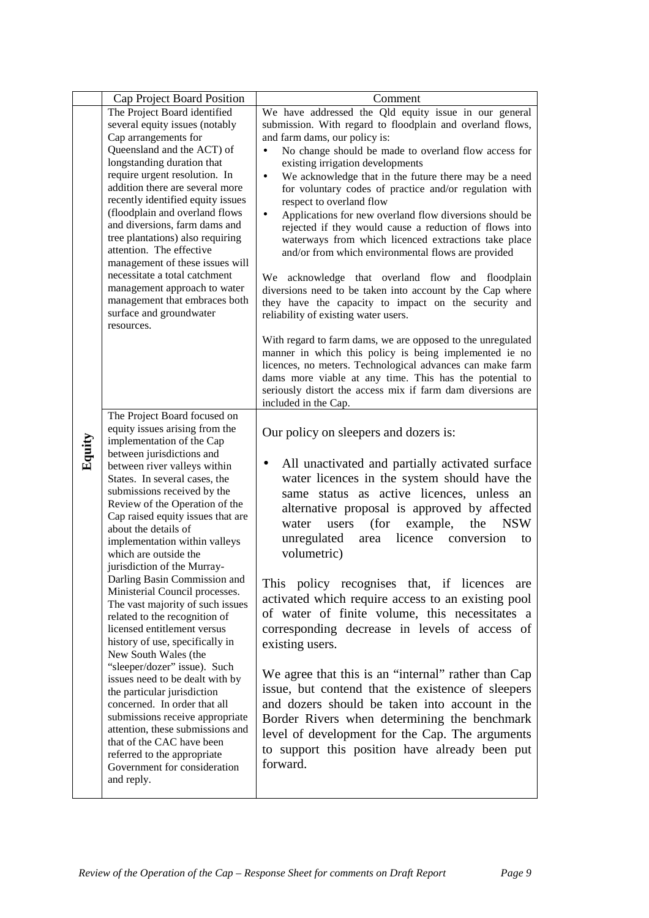| | Cap Project Board Position | Comment |
|---|---|---|
| **Equity** | The Project Board identified several equity issues (notably Cap arrangements for Queensland and the ACT) of longstanding duration that require urgent resolution. In addition there are several more recently identified equity issues (floodplain and overland flows and diversions, farm dams and tree plantations) also requiring attention. The effective management of these issues will necessitate a total catchment management approach to water management that embraces both surface and groundwater resources. | We have addressed the Qld equity issue in our general submission. With regard to floodplain and overland flows, and farm dams, our policy is:<br>• No change should be made to overland flow access for existing irrigation developments<br>• We acknowledge that in the future there may be a need for voluntary codes of practice and/or regulation with respect to overland flow<br>• Applications for new overland flow diversions should be rejected if they would cause a reduction of flows into waterways from which licenced extractions take place and/or from which environmental flows are provided<br><br>We acknowledge that overland flow and floodplain diversions need to be taken into account by the Cap where they have the capacity to impact on the security and reliability of existing water users.<br><br>With regard to farm dams, we are opposed to the unregulated manner in which this policy is being implemented ie no licences, no meters. Technological advances can make farm dams more viable at any time. This has the potential to seriously distort the access mix if farm dam diversions are included in the Cap. |
| | The Project Board focused on equity issues arising from the implementation of the Cap between jurisdictions and between river valleys within States. In several cases, the submissions received by the Review of the Operation of the Cap raised equity issues that are about the details of implementation within valleys which are outside the jurisdiction of the Murray-Darling Basin Commission and Ministerial Council processes. The vast majority of such issues related to the recognition of licensed entitlement versus history of use, specifically in New South Wales (the "sleeper/dozer" issue). Such issues need to be dealt with by the particular jurisdiction concerned. In order that all submissions receive appropriate attention, these submissions and that of the CAC have been referred to the appropriate Government for consideration and reply. | Our policy on sleepers and dozers is:<br><br>• All unactivated and partially activated surface water licences in the system should have the same status as active licences, unless an alternative proposal is approved by affected water users (for example, the NSW unregulated area licence conversion to volumetric)<br><br>This policy recognises that, if licences are activated which require access to an existing pool of water of finite volume, this necessitates a corresponding decrease in levels of access of existing users.<br><br>We agree that this is an "internal" rather than Cap issue, but contend that the existence of sleepers and dozers should be taken into account in the Border Rivers when determining the benchmark level of development for the Cap. The arguments to support this position have already been put forward. |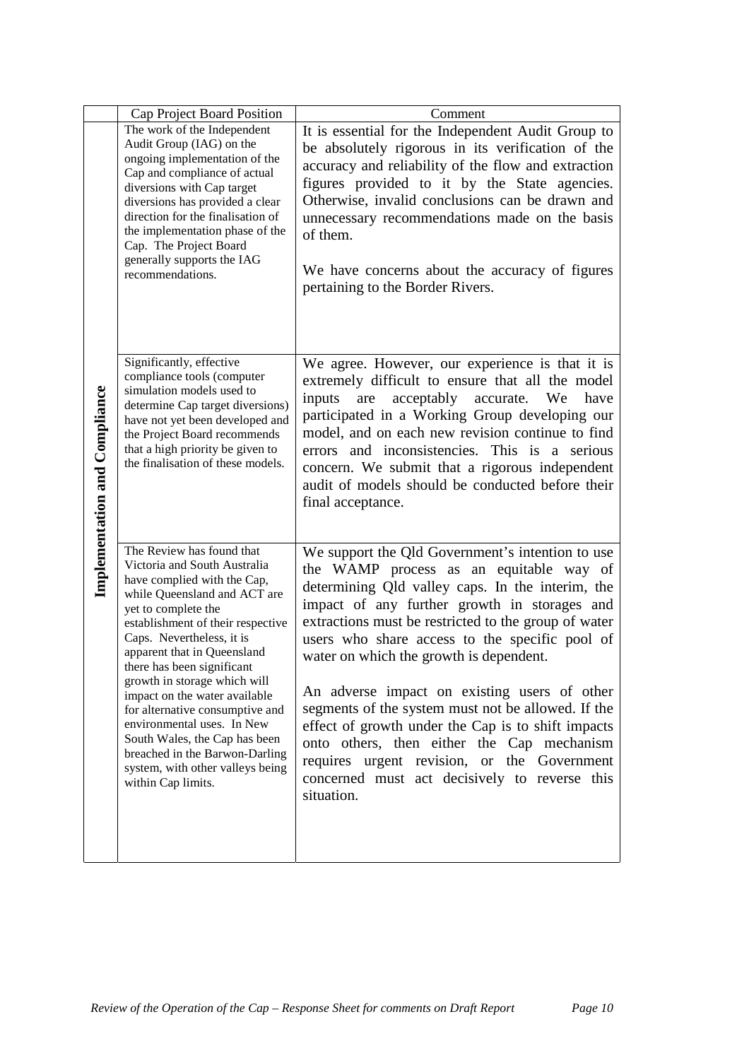|  | Cap Project Board Position | Comment |
| --- | --- | --- |
| **Implementation and Compliance** | The work of the Independent Audit Group (IAG) on the ongoing implementation of the Cap and compliance of actual diversions with Cap target diversions has provided a clear direction for the finalisation of the implementation phase of the Cap. The Project Board generally supports the IAG recommendations. | It is essential for the Independent Audit Group to be absolutely rigorous in its verification of the accuracy and reliability of the flow and extraction figures provided to it by the State agencies. Otherwise, invalid conclusions can be drawn and unnecessary recommendations made on the basis of them.<br><br>We have concerns about the accuracy of figures pertaining to the Border Rivers. |
|  | Significantly, effective compliance tools (computer simulation models used to determine Cap target diversions) have not yet been developed and the Project Board recommends that a high priority be given to the finalisation of these models. | We agree. However, our experience is that it is extremely difficult to ensure that all the model inputs are acceptably accurate. We have participated in a Working Group developing our model, and on each new revision continue to find errors and inconsistencies. This is a serious concern. We submit that a rigorous independent audit of models should be conducted before their final acceptance. |
|  | The Review has found that Victoria and South Australia have complied with the Cap, while Queensland and ACT are yet to complete the establishment of their respective Caps. Nevertheless, it is apparent that in Queensland there has been significant growth in storage which will impact on the water available for alternative consumptive and environmental uses. In New South Wales, the Cap has been breached in the Barwon-Darling system, with other valleys being within Cap limits. | We support the Qld Government's intention to use the WAMP process as an equitable way of determining Qld valley caps. In the interim, the impact of any further growth in storages and extractions must be restricted to the group of water users who share access to the specific pool of water on which the growth is dependent.<br><br>An adverse impact on existing users of other segments of the system must not be allowed. If the effect of growth under the Cap is to shift impacts onto others, then either the Cap mechanism requires urgent revision, or the Government concerned must act decisively to reverse this situation. |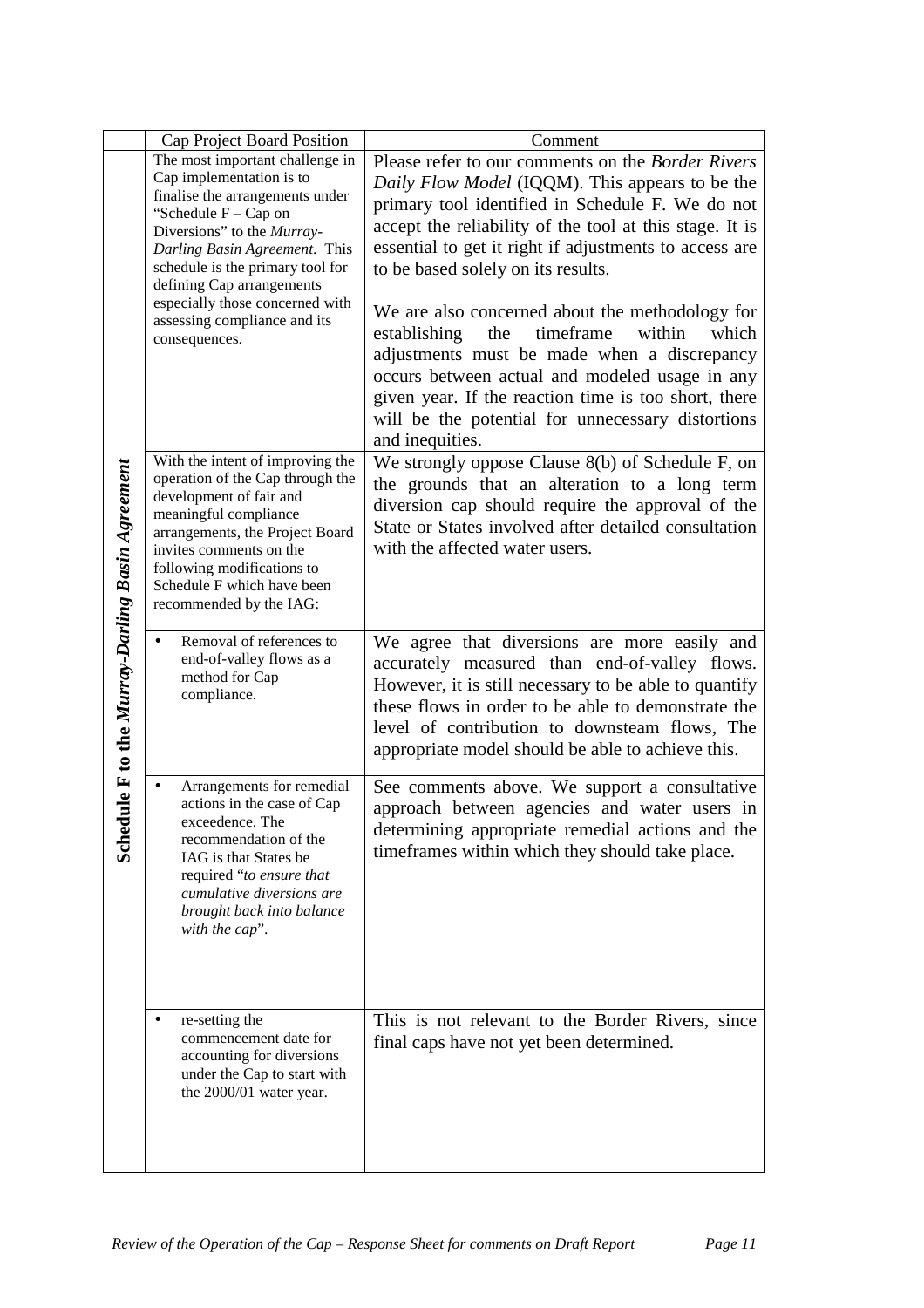|  | Cap Project Board Position | Comment |
|---|---|---|
| ***Schedule F to the Murray-Darling Basin Agreement*** | The most important challenge in Cap implementation is to finalise the arrangements under "Schedule F – Cap on Diversions" to the *Murray-Darling Basin Agreement.* This schedule is the primary tool for defining Cap arrangements especially those concerned with assessing compliance and its consequences. | Please refer to our comments on the *Border Rivers Daily Flow Model* (IQQM). This appears to be the primary tool identified in Schedule F. We do not accept the reliability of the tool at this stage. It is essential to get it right if adjustments to access are to be based solely on its results.<br><br>We are also concerned about the methodology for establishing the timeframe within which adjustments must be made when a discrepancy occurs between actual and modeled usage in any given year. If the reaction time is too short, there will be the potential for unnecessary distortions and inequities. |
|  | With the intent of improving the operation of the Cap through the development of fair and meaningful compliance arrangements, the Project Board invites comments on the following modifications to Schedule F which have been recommended by the IAG: | We strongly oppose Clause 8(b) of Schedule F, on the grounds that an alteration to a long term diversion cap should require the approval of the State or States involved after detailed consultation with the affected water users. |
|  | • Removal of references to end-of-valley flows as a method for Cap compliance. | We agree that diversions are more easily and accurately measured than end-of-valley flows. However, it is still necessary to be able to quantify these flows in order to be able to demonstrate the level of contribution to downsteam flows, The appropriate model should be able to achieve this. |
|  | • Arrangements for remedial actions in the case of Cap exceedence. The recommendation of the IAG is that States be required "*to ensure that cumulative diversions are brought back into balance with the cap*". | See comments above. We support a consultative approach between agencies and water users in determining appropriate remedial actions and the timeframes within which they should take place. |
|  | • re-setting the commencement date for accounting for diversions under the Cap to start with the 2000/01 water year. | This is not relevant to the Border Rivers, since final caps have not yet been determined. |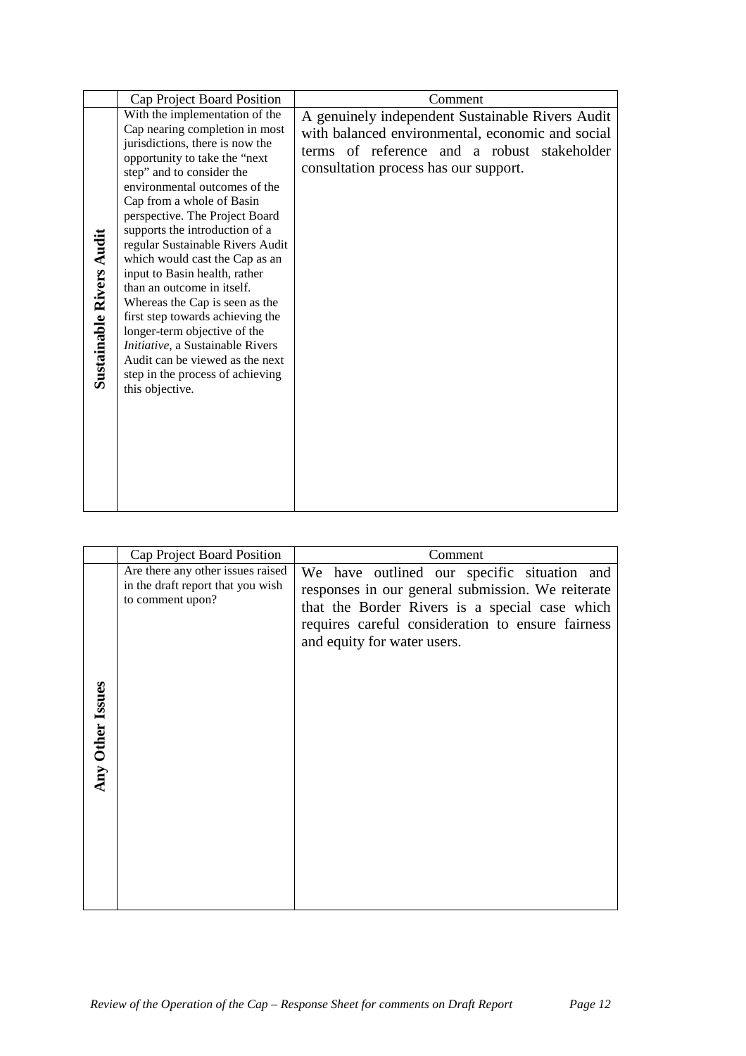| | Cap Project Board Position | Comment |
|---|---|---|
| **Sustainable Rivers Audit** | With the implementation of the Cap nearing completion in most jurisdictions, there is now the opportunity to take the "next step" and to consider the environmental outcomes of the Cap from a whole of Basin perspective. The Project Board supports the introduction of a regular Sustainable Rivers Audit which would cast the Cap as an input to Basin health, rather than an outcome in itself. Whereas the Cap is seen as the first step towards achieving the longer-term objective of the *Initiative*, a Sustainable Rivers Audit can be viewed as the next step in the process of achieving this objective. | A genuinely independent Sustainable Rivers Audit with balanced environmental, economic and social terms of reference and a robust stakeholder consultation process has our support. |

| | Cap Project Board Position | Comment |
|---|---|---|
| **Any Other Issues** | Are there any other issues raised in the draft report that you wish to comment upon? | We have outlined our specific situation and responses in our general submission. We reiterate that the Border Rivers is a special case which requires careful consideration to ensure fairness and equity for water users. |